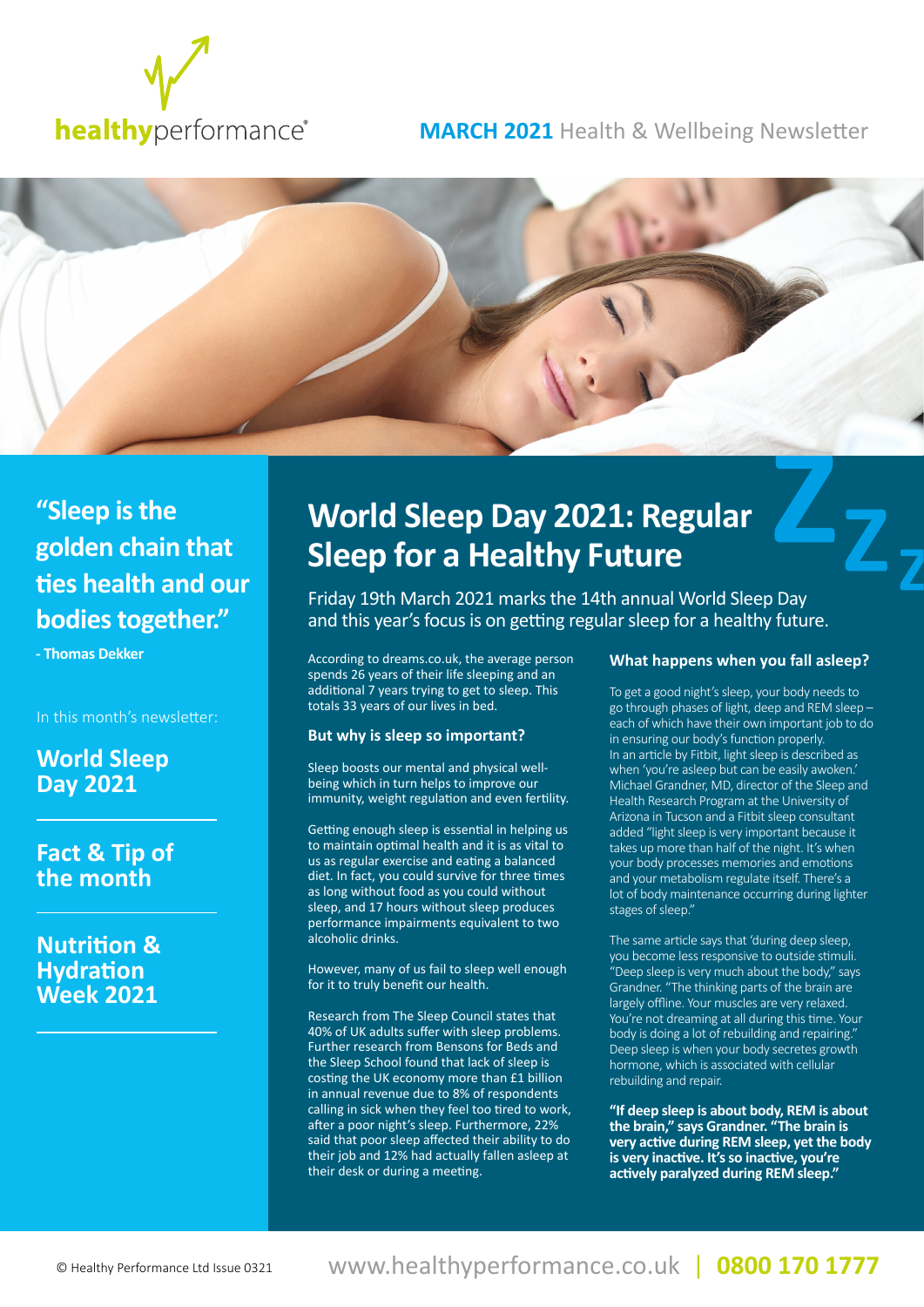healthyperformance®

**MARCH 2021** Health & Wellbeing Newsletter

## "Sleep is the golden chain that ties health and our bodies together."

**- Thomas Dekker**

In this month's newsletter:

**World Sleep Day 2021**

**Fact & Tip of the month**

**Nutrition & Hydration Week 2021**

# World Sleep Day 2021: Regular Sleep for a Healthy Future

Friday 19th March 2021 marks the 14th annual World Sleep Day and this year's focus is on getting regular sleep for a healthy future.

According to dreams.co.uk, the average person spends 26 years of their life sleeping and an additional 7 years trying to get to sleep. This totals 33 years of our lives in bed.

### But why is sleep so important?

Sleep boosts our mental and physical well-being which in turn helps to improve our immunity, weight regulation and even fertility.

Getting enough sleep is essential in helping us to maintain optimal health and it is as vital to us as regular exercise and eating a balanced diet. In fact, you could survive for three times as long without food as you could without sleep, and 17 hours without sleep produces performance impairments equivalent to two alcoholic drinks.

However, many of us fail to sleep well enough for it to truly benefit our health.

Research from The Sleep Council states that 40% of UK adults suffer with sleep problems. Further research from Bensons for Beds and the Sleep School found that lack of sleep is costing the UK economy more than £1 billion in annual revenue due to 8% of respondents calling in sick when they feel too tired to work, after a poor night's sleep. Furthermore, 22% said that poor sleep affected their ability to do their job and 12% had actually fallen asleep at their desk or during a meeting.

### What happens when you fall asleep?

To get a good night's sleep, your body needs to go through phases of light, deep and REM sleep – each of which have their own important job to do in ensuring our body's function properly.
In an article by Fitbit, light sleep is described as when 'you're asleep but can be easily awoken.' Michael Grandner, MD, director of the Sleep and Health Research Program at the University of Arizona in Tucson and a Fitbit sleep consultant added "light sleep is very important because it takes up more than half of the night. It's when your body processes memories and emotions and your metabolism regulate itself. There's a lot of body maintenance occurring during lighter stages of sleep."

The same article says that 'during deep sleep, you become less responsive to outside stimuli. "Deep sleep is very much about the body," says Grandner. "The thinking parts of the brain are largely offline. Your muscles are very relaxed. You're not dreaming at all during this time. Your body is doing a lot of rebuilding and repairing." Deep sleep is when your body secretes growth hormone, which is associated with cellular rebuilding and repair.

**"If deep sleep is about body, REM is about the brain," says Grandner. "The brain is very active during REM sleep, yet the body is very inactive. It's so inactive, you're actively paralyzed during REM sleep."**

© Healthy Performance Ltd Issue 0321 www.healthyperformance.co.uk | **0800 170 1777**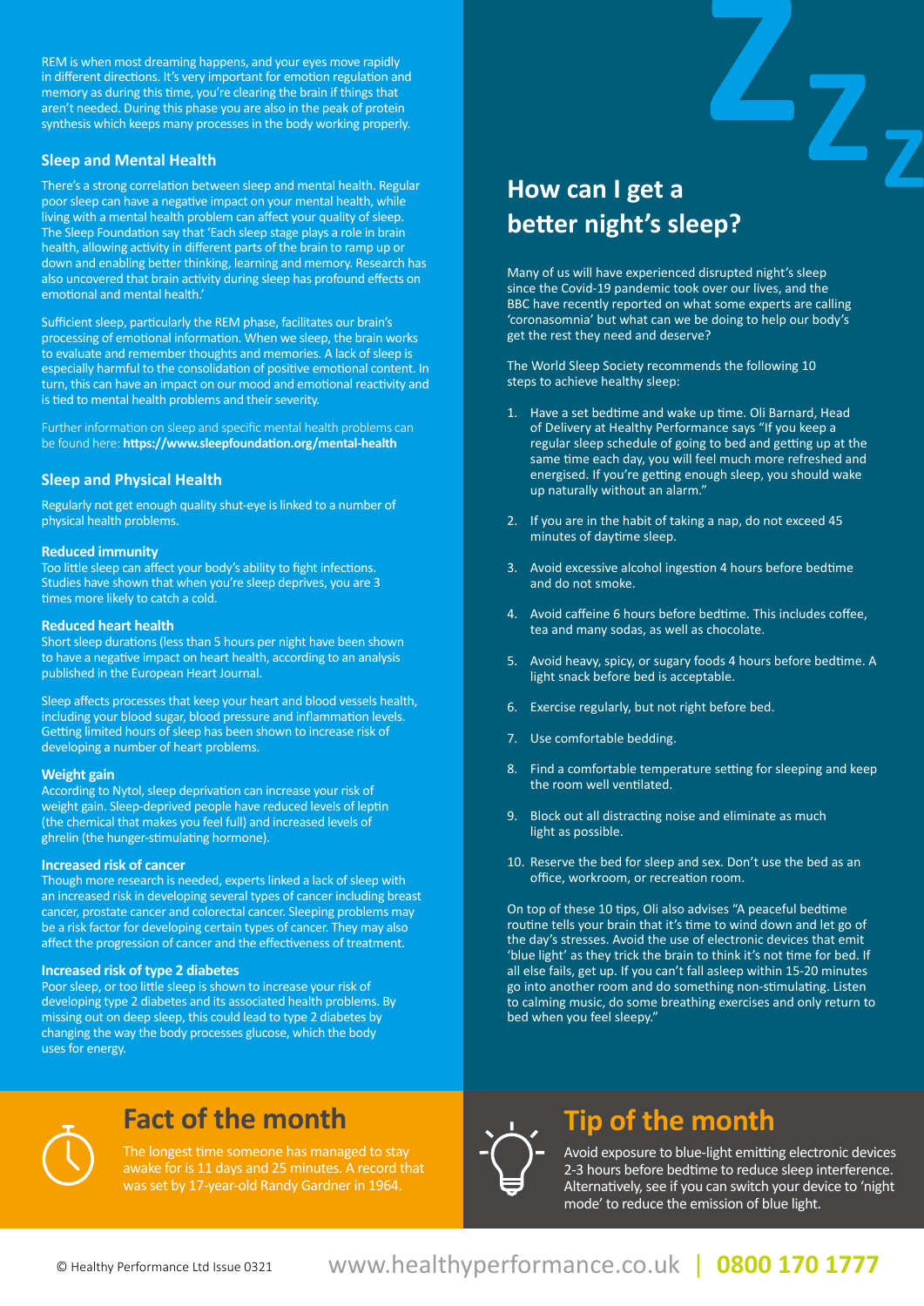REM is when most dreaming happens, and your eyes move rapidly in different directions. It's very important for emotion regulation and memory as during this time, you're clearing the brain if things that aren't needed. During this phase you are also in the peak of protein synthesis which keeps many processes in the body working properly.

## Sleep and Mental Health

There's a strong correlation between sleep and mental health. Regular poor sleep can have a negative impact on your mental health, while living with a mental health problem can affect your quality of sleep. The Sleep Foundation say that 'Each sleep stage plays a role in brain health, allowing activity in different parts of the brain to ramp up or down and enabling better thinking, learning and memory. Research has also uncovered that brain activity during sleep has profound effects on emotional and mental health.'

Sufficient sleep, particularly the REM phase, facilitates our brain's processing of emotional information. When we sleep, the brain works to evaluate and remember thoughts and memories. A lack of sleep is especially harmful to the consolidation of positive emotional content. In turn, this can have an impact on our mood and emotional reactivity and is tied to mental health problems and their severity.

Further information on sleep and specific mental health problems can be found here: **https://www.sleepfoundation.org/mental-health**

## Sleep and Physical Health

Regularly not get enough quality shut-eye is linked to a number of physical health problems.

### Reduced immunity

Too little sleep can affect your body's ability to fight infections. Studies have shown that when you're sleep deprives, you are 3 times more likely to catch a cold.

### Reduced heart health

Short sleep durations (less than 5 hours per night have been shown to have a negative impact on heart health, according to an analysis published in the European Heart Journal.

Sleep affects processes that keep your heart and blood vessels health, including your blood sugar, blood pressure and inflammation levels. Getting limited hours of sleep has been shown to increase risk of developing a number of heart problems.

### Weight gain

According to Nytol, sleep deprivation can increase your risk of weight gain. Sleep-deprived people have reduced levels of leptin (the chemical that makes you feel full) and increased levels of ghrelin (the hunger-stimulating hormone).

### Increased risk of cancer

Though more research is needed, experts linked a lack of sleep with an increased risk in developing several types of cancer including breast cancer, prostate cancer and colorectal cancer. Sleeping problems may be a risk factor for developing certain types of cancer. They may also affect the progression of cancer and the effectiveness of treatment.

### Increased risk of type 2 diabetes

Poor sleep, or too little sleep is shown to increase your risk of developing type 2 diabetes and its associated health problems. By missing out on deep sleep, this could lead to type 2 diabetes by changing the way the body processes glucose, which the body uses for energy.

# How can I get a better night's sleep?

Many of us will have experienced disrupted night's sleep since the Covid-19 pandemic took over our lives, and the BBC have recently reported on what some experts are calling 'coronasomnia' but what can we be doing to help our body's get the rest they need and deserve?

The World Sleep Society recommends the following 10 steps to achieve healthy sleep:

1. Have a set bedtime and wake up time. Oli Barnard, Head of Delivery at Healthy Performance says "If you keep a regular sleep schedule of going to bed and getting up at the same time each day, you will feel much more refreshed and energised. If you're getting enough sleep, you should wake up naturally without an alarm."
2. If you are in the habit of taking a nap, do not exceed 45 minutes of daytime sleep.
3. Avoid excessive alcohol ingestion 4 hours before bedtime and do not smoke.
4. Avoid caffeine 6 hours before bedtime. This includes coffee, tea and many sodas, as well as chocolate.
5. Avoid heavy, spicy, or sugary foods 4 hours before bedtime. A light snack before bed is acceptable.
6. Exercise regularly, but not right before bed.
7. Use comfortable bedding.
8. Find a comfortable temperature setting for sleeping and keep the room well ventilated.
9. Block out all distracting noise and eliminate as much light as possible.
10. Reserve the bed for sleep and sex. Don't use the bed as an office, workroom, or recreation room.

On top of these 10 tips, Oli also advises "A peaceful bedtime routine tells your brain that it's time to wind down and let go of the day's stresses. Avoid the use of electronic devices that emit 'blue light' as they trick the brain to think it's not time for bed. If all else fails, get up. If you can't fall asleep within 15-20 minutes go into another room and do something non-stimulating. Listen to calming music, do some breathing exercises and only return to bed when you feel sleepy."

## Fact of the month

The longest time someone has managed to stay awake for is 11 days and 25 minutes. A record that was set by 17-year-old Randy Gardner in 1964.

## Tip of the month

Avoid exposure to blue-light emitting electronic devices 2-3 hours before bedtime to reduce sleep interference. Alternatively, see if you can switch your device to 'night mode' to reduce the emission of blue light.

© Healthy Performance Ltd Issue 0321 www.healthyperformance.co.uk | 0800 170 1777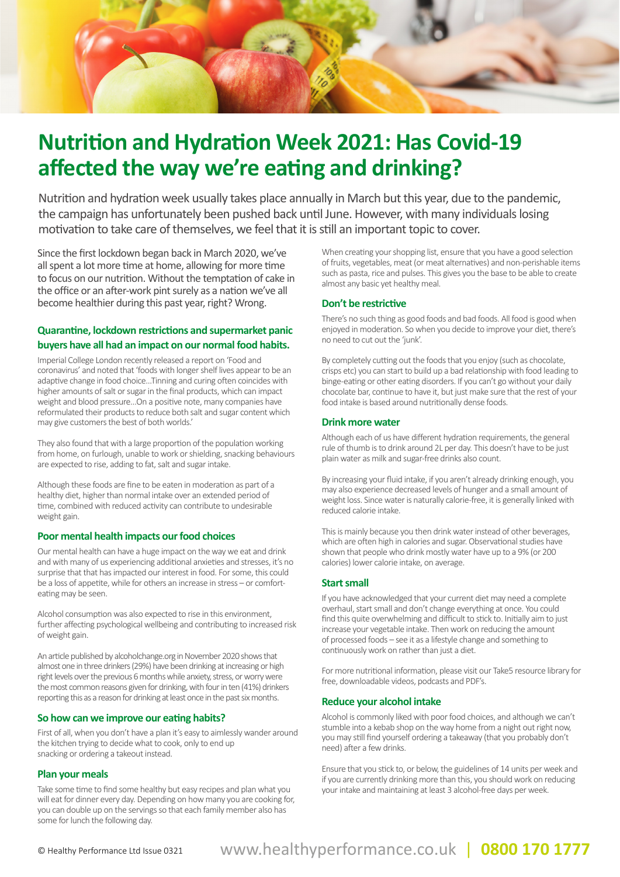# Nutrition and Hydration Week 2021: Has Covid-19 affected the way we're eating and drinking?

Nutrition and hydration week usually takes place annually in March but this year, due to the pandemic, the campaign has unfortunately been pushed back until June. However, with many individuals losing motivation to take care of themselves, we feel that it is still an important topic to cover.

Since the first lockdown began back in March 2020, we've all spent a lot more time at home, allowing for more time to focus on our nutrition. Without the temptation of cake in the office or an after-work pint surely as a nation we've all become healthier during this past year, right? Wrong.

### Quarantine, lockdown restrictions and supermarket panic buyers have all had an impact on our normal food habits.

Imperial College London recently released a report on 'Food and coronavirus' and noted that 'foods with longer shelf lives appear to be an adaptive change in food choice...Tinning and curing often coincides with higher amounts of salt or sugar in the final products, which can impact weight and blood pressure...On a positive note, many companies have reformulated their products to reduce both salt and sugar content which may give customers the best of both worlds.'

They also found that with a large proportion of the population working from home, on furlough, unable to work or shielding, snacking behaviours are expected to rise, adding to fat, salt and sugar intake.

Although these foods are fine to be eaten in moderation as part of a healthy diet, higher than normal intake over an extended period of time, combined with reduced activity can contribute to undesirable weight gain.

### Poor mental health impacts our food choices

Our mental health can have a huge impact on the way we eat and drink and with many of us experiencing additional anxieties and stresses, it's no surprise that that has impacted our interest in food. For some, this could be a loss of appetite, while for others an increase in stress – or comfort-eating may be seen.

Alcohol consumption was also expected to rise in this environment, further affecting psychological wellbeing and contributing to increased risk of weight gain.

An article published by alcoholchange.org in November 2020 shows that almost one in three drinkers (29%) have been drinking at increasing or high right levels over the previous 6 months while anxiety, stress, or worry were the most common reasons given for drinking, with four in ten (41%) drinkers reporting this as a reason for drinking at least once in the past six months.

### So how can we improve our eating habits?

First of all, when you don't have a plan it's easy to aimlessly wander around the kitchen trying to decide what to cook, only to end up snacking or ordering a takeout instead.

### Plan your meals

Take some time to find some healthy but easy recipes and plan what you will eat for dinner every day. Depending on how many you are cooking for, you can double up on the servings so that each family member also has some for lunch the following day.

When creating your shopping list, ensure that you have a good selection of fruits, vegetables, meat (or meat alternatives) and non-perishable items such as pasta, rice and pulses. This gives you the base to be able to create almost any basic yet healthy meal.

### Don't be restrictive

There's no such thing as good foods and bad foods. All food is good when enjoyed in moderation. So when you decide to improve your diet, there's no need to cut out the 'junk'.

By completely cutting out the foods that you enjoy (such as chocolate, crisps etc) you can start to build up a bad relationship with food leading to binge-eating or other eating disorders. If you can't go without your daily chocolate bar, continue to have it, but just make sure that the rest of your food intake is based around nutritionally dense foods.

### Drink more water

Although each of us have different hydration requirements, the general rule of thumb is to drink around 2L per day. This doesn't have to be just plain water as milk and sugar-free drinks also count.

By increasing your fluid intake, if you aren't already drinking enough, you may also experience decreased levels of hunger and a small amount of weight loss. Since water is naturally calorie-free, it is generally linked with reduced calorie intake.

This is mainly because you then drink water instead of other beverages, which are often high in calories and sugar. Observational studies have shown that people who drink mostly water have up to a 9% (or 200 calories) lower calorie intake, on average.

### Start small

If you have acknowledged that your current diet may need a complete overhaul, start small and don't change everything at once. You could find this quite overwhelming and difficult to stick to. Initially aim to just increase your vegetable intake. Then work on reducing the amount of processed foods – see it as a lifestyle change and something to continuously work on rather than just a diet.

For more nutritional information, please visit our Take5 resource library for free, downloadable videos, podcasts and PDF's.

### Reduce your alcohol intake

Alcohol is commonly liked with poor food choices, and although we can't stumble into a kebab shop on the way home from a night out right now, you may still find yourself ordering a takeaway (that you probably don't need) after a few drinks.

Ensure that you stick to, or below, the guidelines of 14 units per week and if you are currently drinking more than this, you should work on reducing your intake and maintaining at least 3 alcohol-free days per week.

© Healthy Performance Ltd Issue 0321 www.healthyperformance.co.uk | 0800 170 1777